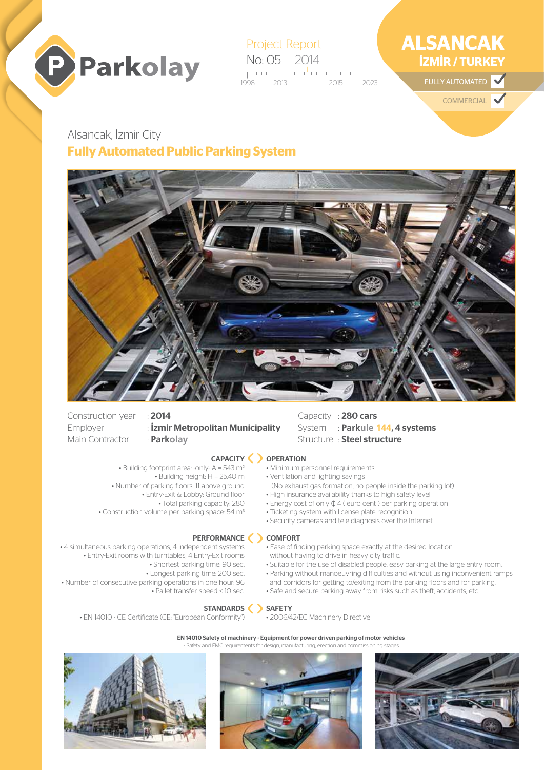Parkolay

Project Report
No: 05 2014

1998 2013 2015 2023

# ALSANCAK
## İZMİR / TURKEY

FULLY AUTOMATED ✔

COMMERCIAL ✔

Alsancak, İzmir City

## Fully Automated Public Parking System

Construction year : **2014**
Employer : **İzmir Metropolitan Municipality**
Main Contractor : **Parkolay**

Capacity : **280 cars**
System : **Parkule 144, 4 systems**
Structure : **Steel structure**

### CAPACITY

- Building footprint area: -only- A = 543 m²
- Building height: H = 25.40 m
- Number of parking floors: 11 above ground
- Entry-Exit & Lobby: Ground floor
- Total parking capacity: 280
- Construction volume per parking space: 54 m³

### OPERATION

- Minimum personnel requirements
- Ventilation and lighting savings
  (No exhaust gas formation, no people inside the parking lot)
- High insurance availability thanks to high safety level
- Energy cost of only ₵ 4 ( euro cent ) per parking operation
- Ticketing system with license plate recognition
- Security cameras and tele diagnosis over the Internet

### PERFORMANCE

- 4 simultaneous parking operations, 4 independent systems
- Entry-Exit rooms with turntables, 4 Entry-Exit rooms
- Shortest parking time: 90 sec.
- Longest parking time: 200 sec.
- Number of consecutive parking operations in one hour: 96
- Pallet transfer speed < 10 sec.

### COMFORT

- Ease of finding parking space exactly at the desired location without having to drive in heavy city traffic.
- Suitable for the use of disabled people, easy parking at the large entry room.
- Parking without manoeuvring difficulties and without using inconvenient ramps and corridors for getting to/exiting from the parking floors and for parking.
- Safe and secure parking away from risks such as theft, accidents, etc.

### STANDARDS

- EN 14010 - CE Certificate (CE: "European Conformity")

### SAFETY

- 2006/42/EC Machinery Directive

**EN 14010 Safety of machinery - Equipment for power driven parking of motor vehicles**
- Safety and EMC requirements for design, manufacturing, erection and commissioning stages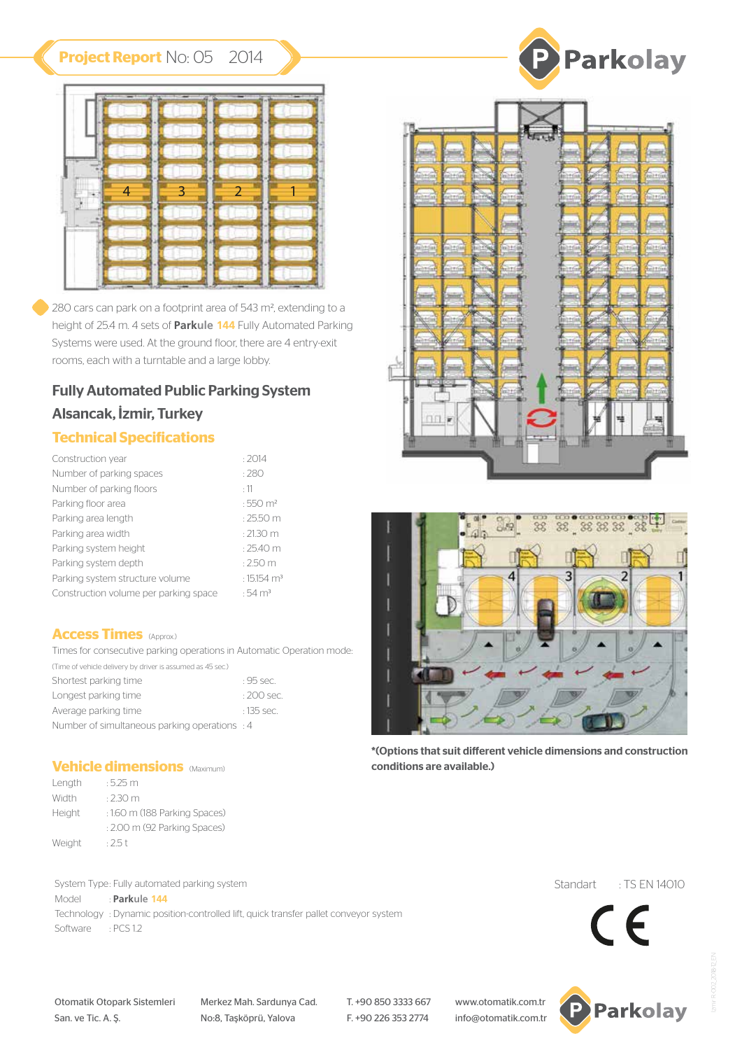**Project Report** No: 05 2014

280 cars can park on a footprint area of 543 m², extending to a height of 25.4 m. 4 sets of **Parkule 144** Fully Automated Parking Systems were used. At the ground floor, there are 4 entry-exit rooms, each with a turntable and a large lobby.

## Fully Automated Public Parking System
## Alsancak, İzmir, Turkey

### Technical Specifications

| | |
|---|---|
| Construction year | : 2014 |
| Number of parking spaces | : 280 |
| Number of parking floors | : 11 |
| Parking floor area | : 550 m² |
| Parking area length | : 25.50 m |
| Parking area width | : 21.30 m |
| Parking system height | : 25.40 m |
| Parking system depth | : 2.50 m |
| Parking system structure volume | : 15154 m³ |
| Construction volume per parking space | : 54 m³ |

### Access Times (Approx.)

Times for consecutive parking operations in Automatic Operation mode:

(Time of vehicle delivery by driver is assumed as 45 sec.)

| | |
|---|---|
| Shortest parking time | : 95 sec. |
| Longest parking time | : 200 sec. |
| Average parking time | : 135 sec. |
| Number of simultaneous parking operations | : 4 |

### Vehicle dimensions (Maximum)

| | |
|---|---|
| Length | : 5.25 m |
| Width | : 2.30 m |
| Height | : 1.60 m (188 Parking Spaces) |
| | : 2.00 m (92 Parking Spaces) |
| Weight | : 2.5 t |

**\*(Options that suit different vehicle dimensions and construction conditions are available.)**

System Type: Fully automated parking system
Model : **Parkule 144**
Technology : Dynamic position-controlled lift, quick transfer pallet conveyor system
Software : PCS 1.2

Standart : TS EN 14010

CE

Otomatik Otopark Sistemleri San. ve Tic. A. Ş.
Merkez Mah. Sardunya Cad. No:8, Taşköprü, Yalova
T. +90 850 3333 667
F. +90 226 353 2774
www.otomatik.com.tr
info@otomatik.com.tr